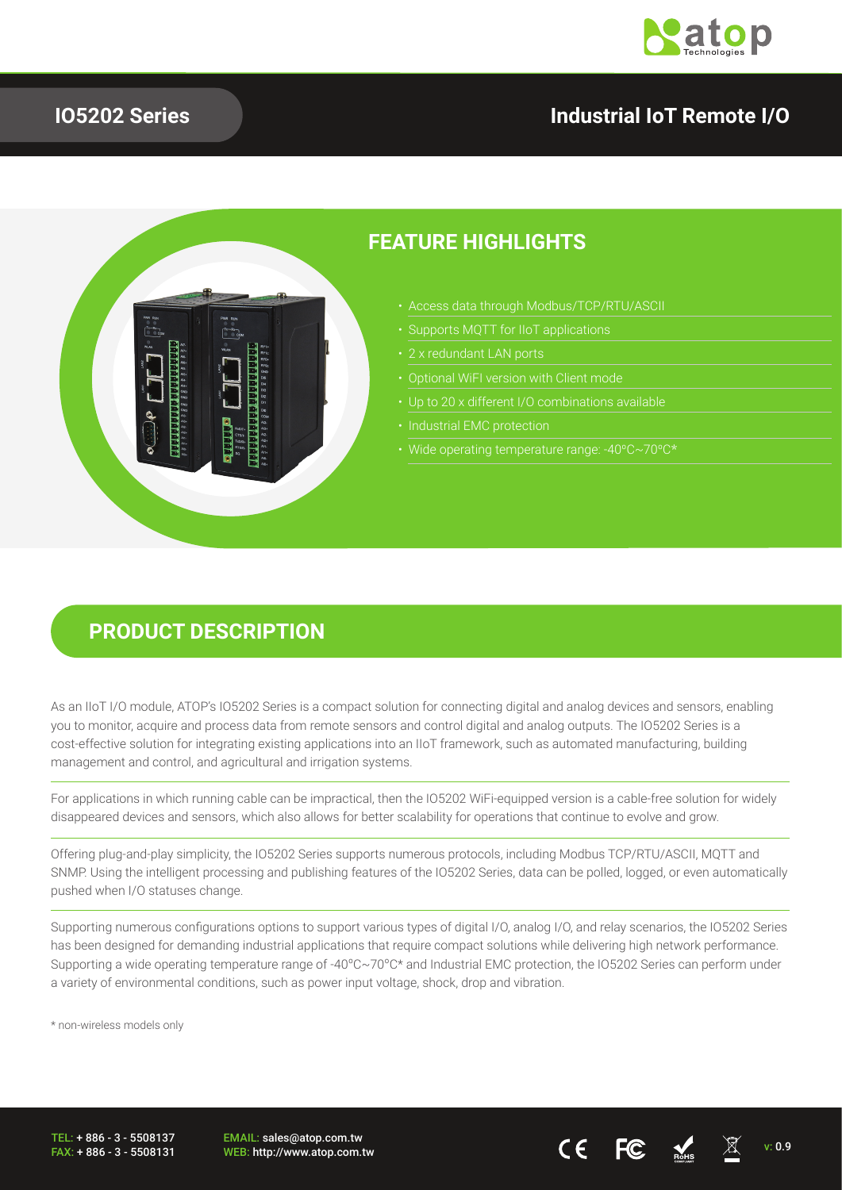# IO5202 Series

## Industrial IoT Remote I/O

## FEATURE HIGHLIGHTS

- Access data through Modbus/TCP/RTU/ASCII
- Supports MQTT for IIoT applications
- 2 x redundant LAN ports
- Optional WiFI version with Client mode
- Up to 20 x different I/O combinations available
- Industrial EMC protection
- Wide operating temperature range: -40°C~70°C*

## PRODUCT DESCRIPTION

As an IIoT I/O module, ATOP's IO5202 Series is a compact solution for connecting digital and analog devices and sensors, enabling you to monitor, acquire and process data from remote sensors and control digital and analog outputs. The IO5202 Series is a cost-effective solution for integrating existing applications into an IIoT framework, such as automated manufacturing, building management and control, and agricultural and irrigation systems.

For applications in which running cable can be impractical, then the IO5202 WiFi-equipped version is a cable-free solution for widely disappeared devices and sensors, which also allows for better scalability for operations that continue to evolve and grow.

Offering plug-and-play simplicity, the IO5202 Series supports numerous protocols, including Modbus TCP/RTU/ASCII, MQTT and SNMP. Using the intelligent processing and publishing features of the IO5202 Series, data can be polled, logged, or even automatically pushed when I/O statuses change.

Supporting numerous configurations options to support various types of digital I/O, analog I/O, and relay scenarios, the IO5202 Series has been designed for demanding industrial applications that require compact solutions while delivering high network performance. Supporting a wide operating temperature range of -40°C~70°C* and Industrial EMC protection, the IO5202 Series can perform under a variety of environmental conditions, such as power input voltage, shock, drop and vibration.

\* non-wireless models only

TEL: + 886 - 3 - 5508137
FAX: + 886 - 3 - 5508131

EMAIL: sales@atop.com.tw
WEB: http://www.atop.com.tw

v: 0.9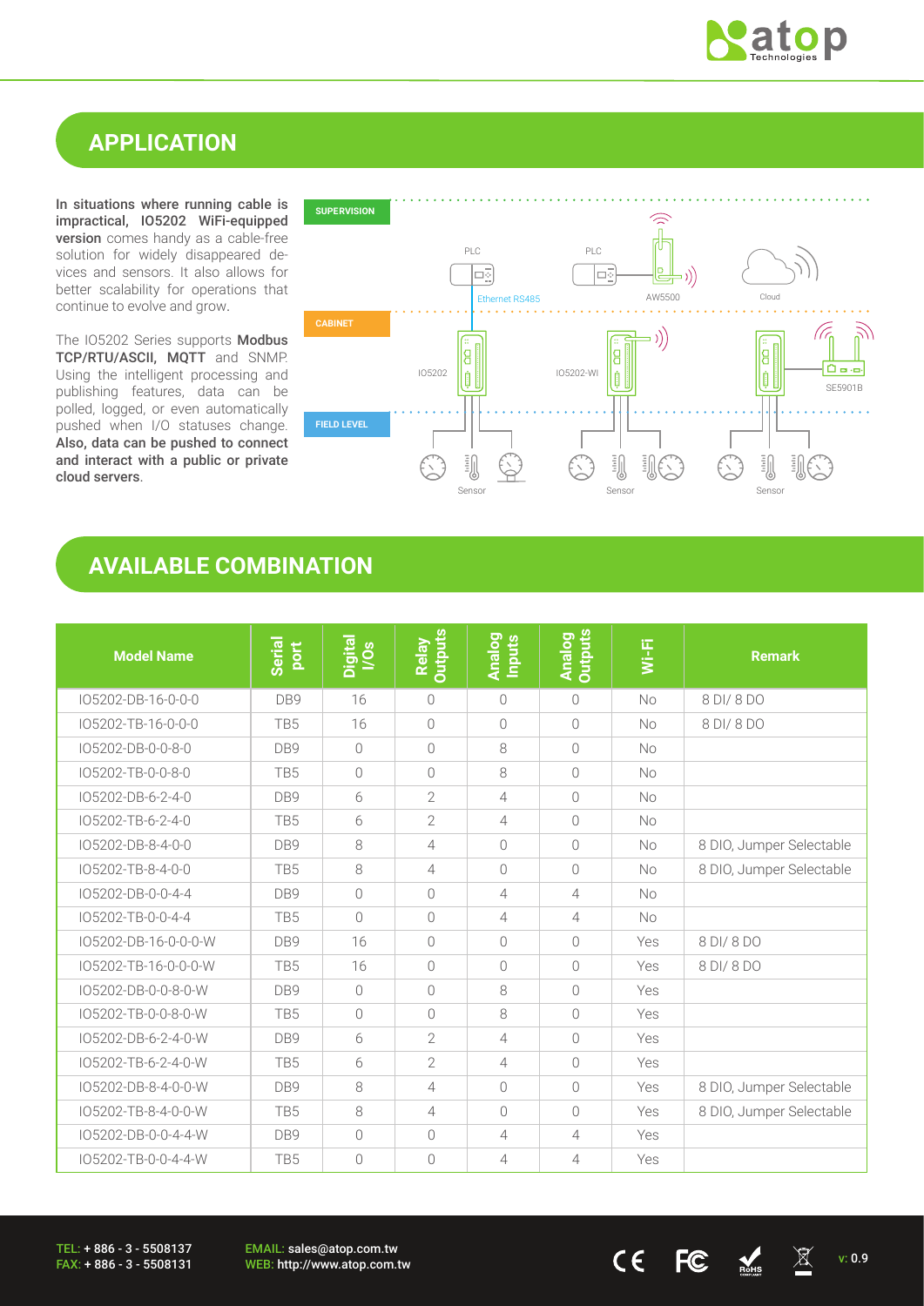## APPLICATION

**In situations where running cable is impractical, IO5202 WiFi-equipped version** comes handy as a cable-free solution for widely disappeared devices and sensors. It also allows for better scalability for operations that continue to evolve and grow.

The IO5202 Series supports **Modbus TCP/RTU/ASCII, MQTT** and SNMP. Using the intelligent processing and publishing features, data can be polled, logged, or even automatically pushed when I/O statuses change. **Also, data can be pushed to connect and interact with a public or private cloud servers**.

## AVAILABLE COMBINATION

| Model Name | Serial port | Digital I/Os | Relay Outputs | Analog Inputs | Analog Outputs | Wi-Fi | Remark |
|---|---|---|---|---|---|---|---|
| IO5202-DB-16-0-0-0 | DB9 | 16 | 0 | 0 | 0 | No | 8 DI/ 8 DO |
| IO5202-TB-16-0-0-0 | TB5 | 16 | 0 | 0 | 0 | No | 8 DI/ 8 DO |
| IO5202-DB-0-0-8-0 | DB9 | 0 | 0 | 8 | 0 | No | |
| IO5202-TB-0-0-8-0 | TB5 | 0 | 0 | 8 | 0 | No | |
| IO5202-DB-6-2-4-0 | DB9 | 6 | 2 | 4 | 0 | No | |
| IO5202-TB-6-2-4-0 | TB5 | 6 | 2 | 4 | 0 | No | |
| IO5202-DB-8-4-0-0 | DB9 | 8 | 4 | 0 | 0 | No | 8 DIO, Jumper Selectable |
| IO5202-TB-8-4-0-0 | TB5 | 8 | 4 | 0 | 0 | No | 8 DIO, Jumper Selectable |
| IO5202-DB-0-0-4-4 | DB9 | 0 | 0 | 4 | 4 | No | |
| IO5202-TB-0-0-4-4 | TB5 | 0 | 0 | 4 | 4 | No | |
| IO5202-DB-16-0-0-0-W | DB9 | 16 | 0 | 0 | 0 | Yes | 8 DI/ 8 DO |
| IO5202-TB-16-0-0-0-W | TB5 | 16 | 0 | 0 | 0 | Yes | 8 DI/ 8 DO |
| IO5202-DB-0-0-8-0-W | DB9 | 0 | 0 | 8 | 0 | Yes | |
| IO5202-TB-0-0-8-0-W | TB5 | 0 | 0 | 8 | 0 | Yes | |
| IO5202-DB-6-2-4-0-W | DB9 | 6 | 2 | 4 | 0 | Yes | |
| IO5202-TB-6-2-4-0-W | TB5 | 6 | 2 | 4 | 0 | Yes | |
| IO5202-DB-8-4-0-0-W | DB9 | 8 | 4 | 0 | 0 | Yes | 8 DIO, Jumper Selectable |
| IO5202-TB-8-4-0-0-W | TB5 | 8 | 4 | 0 | 0 | Yes | 8 DIO, Jumper Selectable |
| IO5202-DB-0-0-4-4-W | DB9 | 0 | 0 | 4 | 4 | Yes | |
| IO5202-TB-0-0-4-4-W | TB5 | 0 | 0 | 4 | 4 | Yes | |

TEL: + 886 - 3 - 5508137
FAX: + 886 - 3 - 5508131
EMAIL: sales@atop.com.tw
WEB: http://www.atop.com.tw
v: 0.9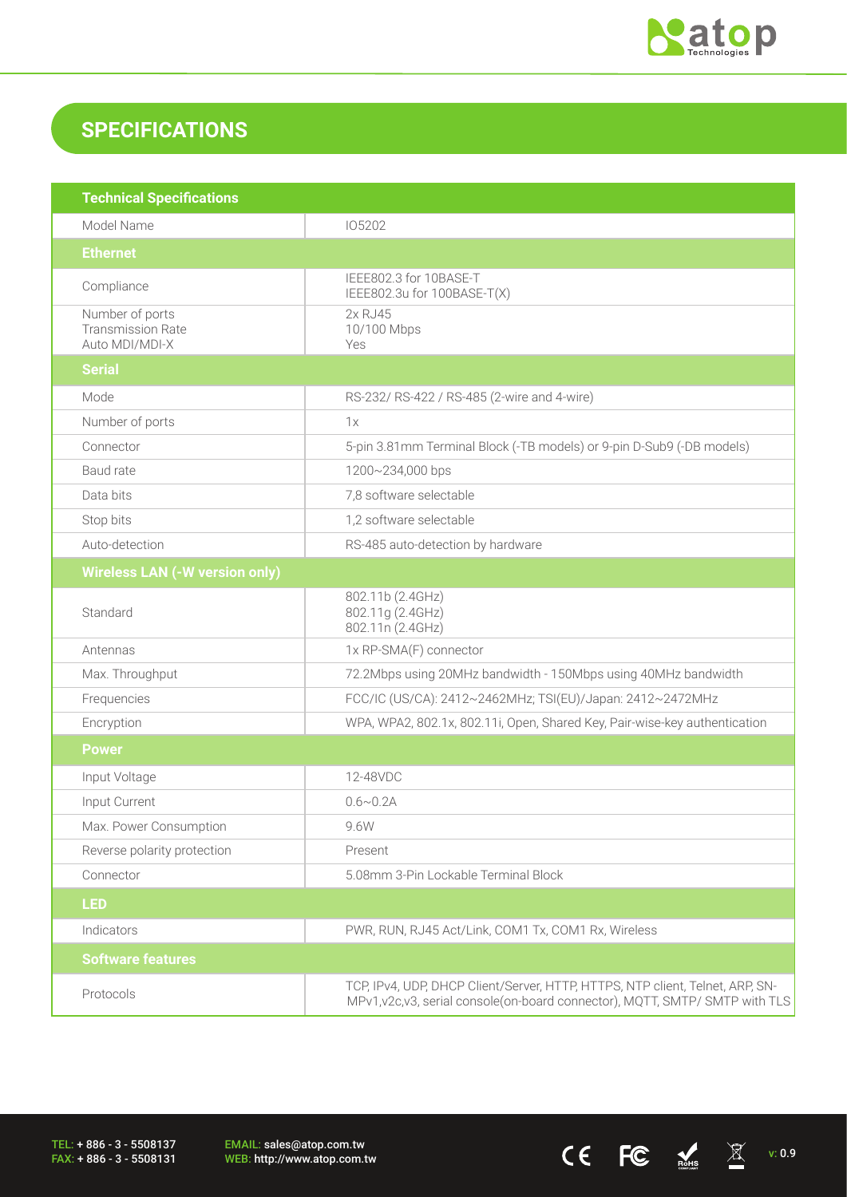## SPECIFICATIONS

| Technical Specifications | |
|---|---|
| Model Name | IO5202 |
| **Ethernet** | |
| Compliance | IEEE802.3 for 10BASE-T<br>IEEE802.3u for 100BASE-T(X) |
| Number of ports<br>Transmission Rate<br>Auto MDI/MDI-X | 2x RJ45<br>10/100 Mbps<br>Yes |
| **Serial** | |
| Mode | RS-232/ RS-422 / RS-485 (2-wire and 4-wire) |
| Number of ports | 1x |
| Connector | 5-pin 3.81mm Terminal Block (-TB models) or 9-pin D-Sub9 (-DB models) |
| Baud rate | 1200~234,000 bps |
| Data bits | 7,8 software selectable |
| Stop bits | 1,2 software selectable |
| Auto-detection | RS-485 auto-detection by hardware |
| **Wireless LAN (-W version only)** | |
| Standard | 802.11b (2.4GHz)<br>802.11g (2.4GHz)<br>802.11n (2.4GHz) |
| Antennas | 1x RP-SMA(F) connector |
| Max. Throughput | 72.2Mbps using 20MHz bandwidth - 150Mbps using 40MHz bandwidth |
| Frequencies | FCC/IC (US/CA): 2412~2462MHz; TSI(EU)/Japan: 2412~2472MHz |
| Encryption | WPA, WPA2, 802.1x, 802.11i, Open, Shared Key, Pair-wise-key authentication |
| **Power** | |
| Input Voltage | 12-48VDC |
| Input Current | 0.6~0.2A |
| Max. Power Consumption | 9.6W |
| Reverse polarity protection | Present |
| Connector | 5.08mm 3-Pin Lockable Terminal Block |
| **LED** | |
| Indicators | PWR, RUN, RJ45 Act/Link, COM1 Tx, COM1 Rx, Wireless |
| **Software features** | |
| Protocols | TCP, IPv4, UDP, DHCP Client/Server, HTTP, HTTPS, NTP client, Telnet, ARP, SN-MPv1,v2c,v3, serial console(on-board connector), MQTT, SMTP/ SMTP with TLS |

TEL: + 886 - 3 - 5508137
FAX: + 886 - 3 - 5508131

EMAIL: sales@atop.com.tw
WEB: http://www.atop.com.tw

v: 0.9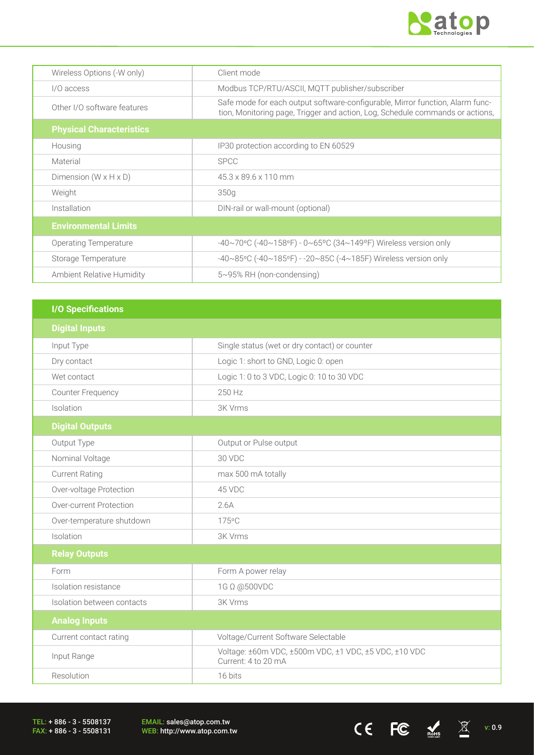| | |
|---|---|
| Wireless Options (-W only) | Client mode |
| I/O access | Modbus TCP/RTU/ASCII, MQTT publisher/subscriber |
| Other I/O software features | Safe mode for each output software-configurable, Mirror function, Alarm function, Monitoring page, Trigger and action, Log, Schedule commands or actions, |
| **Physical Characteristics** | |
| Housing | IP30 protection according to EN 60529 |
| Material | SPCC |
| Dimension (W x H x D) | 45.3 x 89.6 x 110 mm |
| Weight | 350g |
| Installation | DIN-rail or wall-mount (optional) |
| **Environmental Limits** | |
| Operating Temperature | -40~70°C (-40~158°F) - 0~65°C (34~149°F) Wireless version only |
| Storage Temperature | -40~85°C (-40~185°F) - -20~85C (-4~185F) Wireless version only |
| Ambient Relative Humidity | 5~95% RH (non-condensing) |

| **I/O Specifications** | |
|---|---|
| **Digital Inputs** | |
| Input Type | Single status (wet or dry contact) or counter |
| Dry contact | Logic 1: short to GND, Logic 0: open |
| Wet contact | Logic 1: 0 to 3 VDC, Logic 0: 10 to 30 VDC |
| Counter Frequency | 250 Hz |
| Isolation | 3K Vrms |
| **Digital Outputs** | |
| Output Type | Output or Pulse output |
| Nominal Voltage | 30 VDC |
| Current Rating | max 500 mA totally |
| Over-voltage Protection | 45 VDC |
| Over-current Protection | 2.6A |
| Over-temperature shutdown | 175°C |
| Isolation | 3K Vrms |
| **Relay Outputs** | |
| Form | Form A power relay |
| Isolation resistance | 1G Ω @500VDC |
| Isolation between contacts | 3K Vrms |
| **Analog Inputs** | |
| Current contact rating | Voltage/Current Software Selectable |
| Input Range | Voltage: ±60m VDC, ±500m VDC, ±1 VDC, ±5 VDC, ±10 VDC<br>Current: 4 to 20 mA |
| Resolution | 16 bits |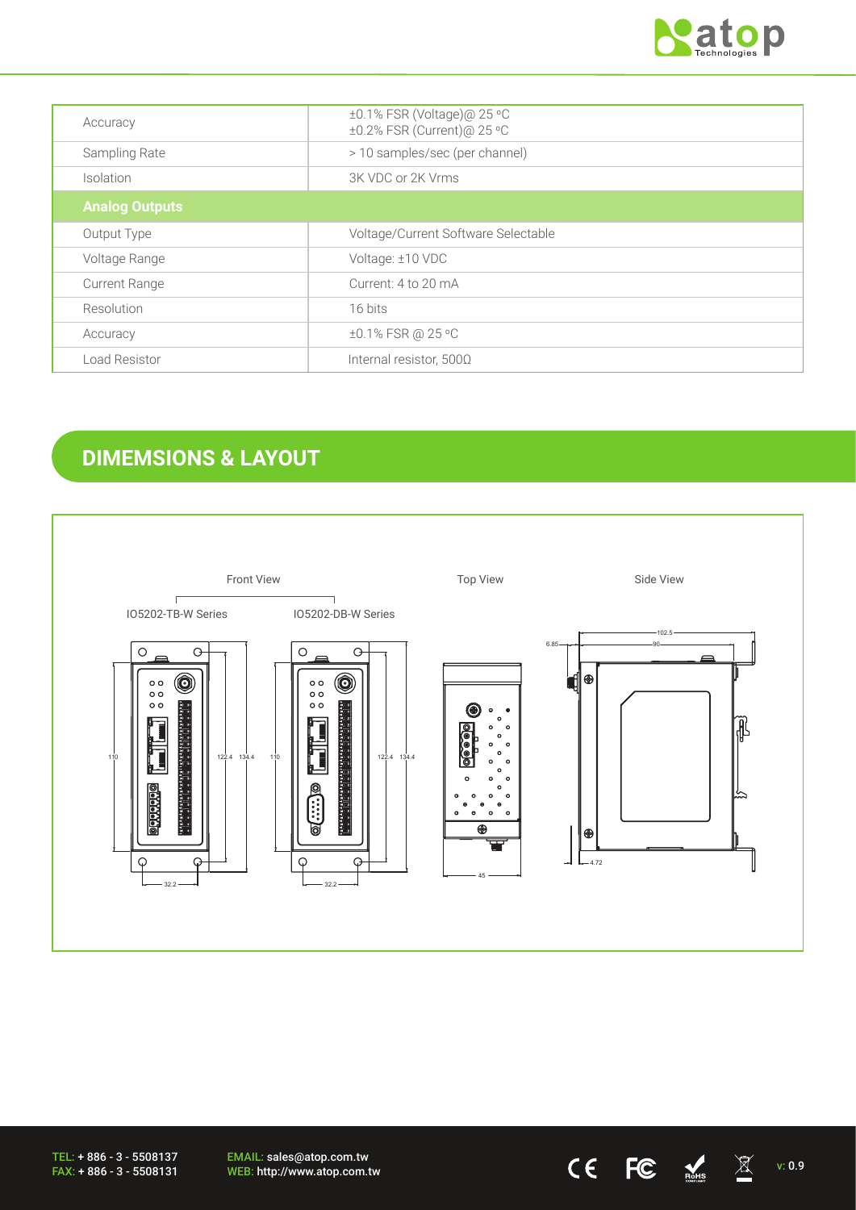| | |
|---|---|
| Accuracy | ±0.1% FSR (Voltage)@ 25 ºC<br>±0.2% FSR (Current)@ 25 ºC |
| Sampling Rate | > 10 samples/sec (per channel) |
| Isolation | 3K VDC or 2K Vrms |
| **Analog Outputs** | |
| Output Type | Voltage/Current Software Selectable |
| Voltage Range | Voltage: ±10 VDC |
| Current Range | Current: 4 to 20 mA |
| Resolution | 16 bits |
| Accuracy | ±0.1% FSR @ 25 ºC |
| Load Resistor | Internal resistor, 500Ω |

## DIMEMSIONS & LAYOUT

Front View

IO5202-TB-W Series

IO5202-DB-W Series

Top View

Side View

110 122.4 134.4 32.2

110 122.4 134.4 32.2

45

6.85 102.5 90 4.72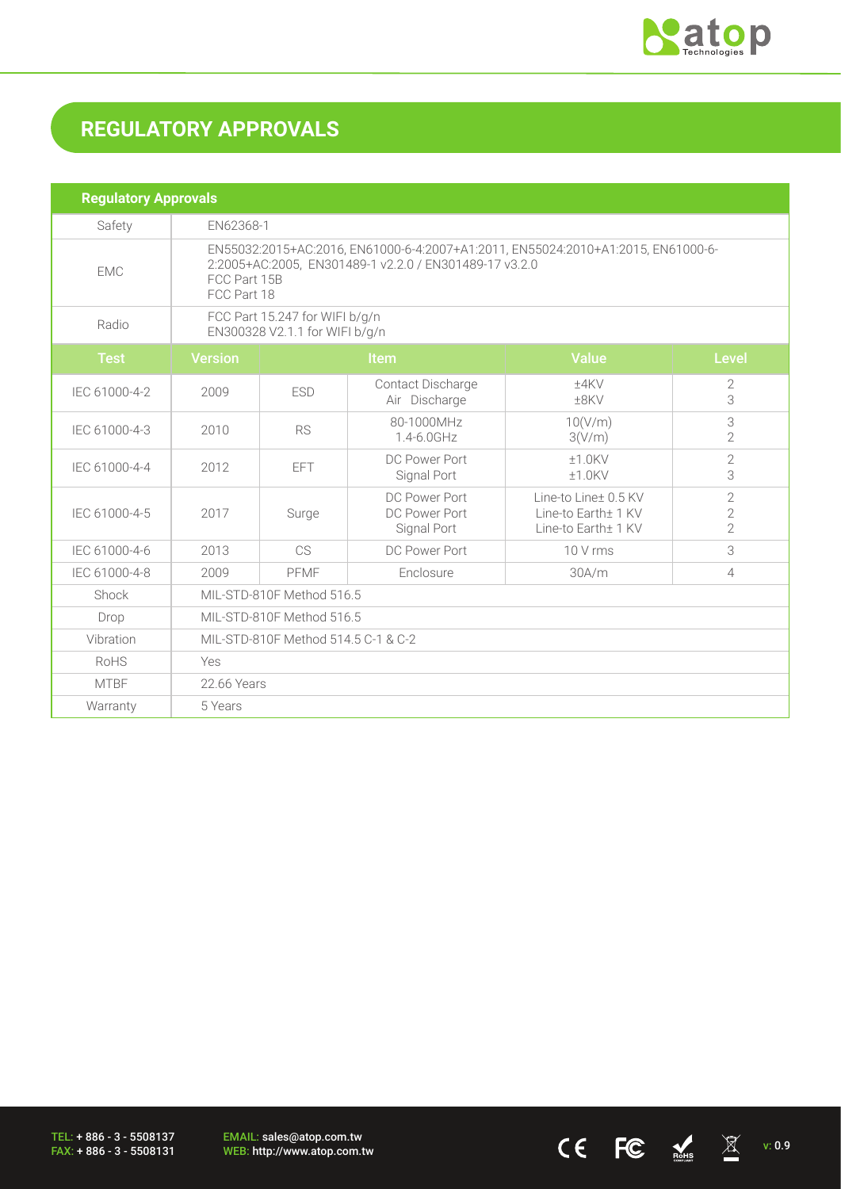## REGULATORY APPROVALS

| Regulatory Approvals | | | | |
|---|---|---|---|---|
| Safety | EN62368-1 | | | |
| EMC | EN55032:2015+AC:2016, EN61000-6-4:2007+A1:2011, EN55024:2010+A1:2015, EN61000-6-2:2005+AC:2005, EN301489-1 v2.2.0 / EN301489-17 v3.2.0<br>FCC Part 15B<br>FCC Part 18 | | | |
| Radio | FCC Part 15.247 for WIFI b/g/n<br>EN300328 V2.1.1 for WIFI b/g/n | | | |

| Test | Version | | Item | Value | Level |
|---|---|---|---|---|---|
| IEC 61000-4-2 | 2009 | ESD | Contact Discharge<br>Air Discharge | ±4KV<br>±8KV | 2<br>3 |
| IEC 61000-4-3 | 2010 | RS | 80-1000MHz<br>1.4-6.0GHz | 10(V/m)<br>3(V/m) | 3<br>2 |
| IEC 61000-4-4 | 2012 | EFT | DC Power Port<br>Signal Port | ±1.0KV<br>±1.0KV | 2<br>3 |
| IEC 61000-4-5 | 2017 | Surge | DC Power Port<br>DC Power Port<br>Signal Port | Line-to Line± 0.5 KV<br>Line-to Earth± 1 KV<br>Line-to Earth± 1 KV | 2<br>2<br>2 |
| IEC 61000-4-6 | 2013 | CS | DC Power Port | 10 V rms | 3 |
| IEC 61000-4-8 | 2009 | PFMF | Enclosure | 30A/m | 4 |
| Shock | MIL-STD-810F Method 516.5 | | | | |
| Drop | MIL-STD-810F Method 516.5 | | | | |
| Vibration | MIL-STD-810F Method 514.5 C-1 & C-2 | | | | |
| RoHS | Yes | | | | |
| MTBF | 22.66 Years | | | | |
| Warranty | 5 Years | | | | |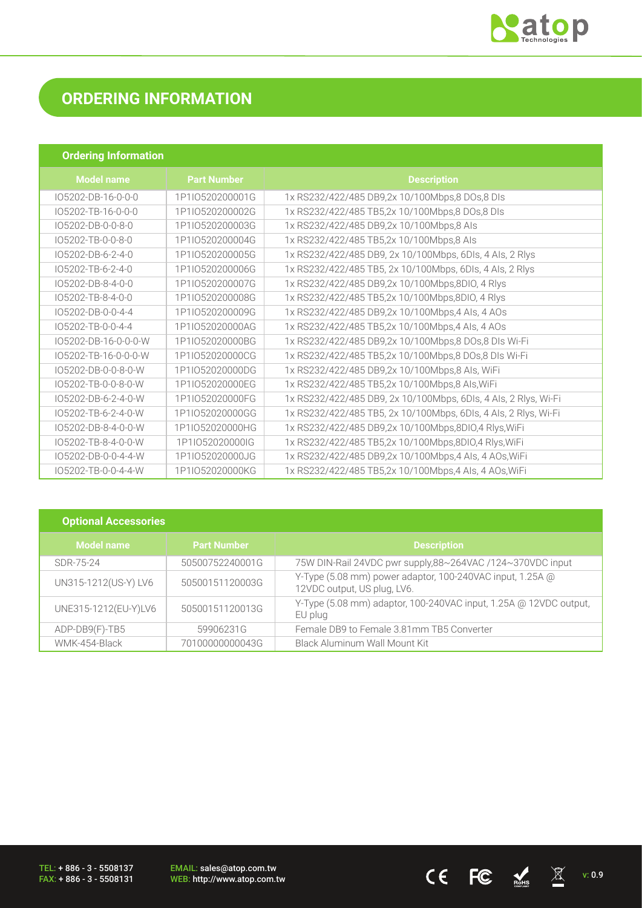# ORDERING INFORMATION

**Ordering Information**

| Model name | Part Number | Description |
|---|---|---|
| IO5202-DB-16-0-0-0 | 1P1IO520200001G | 1x RS232/422/485 DB9,2x 10/100Mbps,8 DOs,8 DIs |
| IO5202-TB-16-0-0-0 | 1P1IO520200002G | 1x RS232/422/485 TB5,2x 10/100Mbps,8 DOs,8 DIs |
| IO5202-DB-0-0-8-0 | 1P1IO520200003G | 1x RS232/422/485 DB9,2x 10/100Mbps,8 AIs |
| IO5202-TB-0-0-8-0 | 1P1IO520200004G | 1x RS232/422/485 TB5,2x 10/100Mbps,8 AIs |
| IO5202-DB-6-2-4-0 | 1P1IO520200005G | 1x RS232/422/485 DB9, 2x 10/100Mbps, 6DIs, 4 AIs, 2 Rlys |
| IO5202-TB-6-2-4-0 | 1P1IO520200006G | 1x RS232/422/485 TB5, 2x 10/100Mbps, 6DIs, 4 AIs, 2 Rlys |
| IO5202-DB-8-4-0-0 | 1P1IO520200007G | 1x RS232/422/485 DB9,2x 10/100Mbps,8DIO, 4 Rlys |
| IO5202-TB-8-4-0-0 | 1P1IO520200008G | 1x RS232/422/485 TB5,2x 10/100Mbps,8DIO, 4 Rlys |
| IO5202-DB-0-0-4-4 | 1P1IO520200009G | 1x RS232/422/485 DB9,2x 10/100Mbps,4 AIs, 4 AOs |
| IO5202-TB-0-0-4-4 | 1P1IO52020000AG | 1x RS232/422/485 TB5,2x 10/100Mbps,4 AIs, 4 AOs |
| IO5202-DB-16-0-0-0-W | 1P1IO52020000BG | 1x RS232/422/485 DB9,2x 10/100Mbps,8 DOs,8 DIs Wi-Fi |
| IO5202-TB-16-0-0-0-W | 1P1IO52020000CG | 1x RS232/422/485 TB5,2x 10/100Mbps,8 DOs,8 DIs Wi-Fi |
| IO5202-DB-0-0-8-0-W | 1P1IO52020000DG | 1x RS232/422/485 DB9,2x 10/100Mbps,8 AIs, WiFi |
| IO5202-TB-0-0-8-0-W | 1P1IO52020000EG | 1x RS232/422/485 TB5,2x 10/100Mbps,8 AIs,WiFi |
| IO5202-DB-6-2-4-0-W | 1P1IO52020000FG | 1x RS232/422/485 DB9, 2x 10/100Mbps, 6DIs, 4 AIs, 2 Rlys, Wi-Fi |
| IO5202-TB-6-2-4-0-W | 1P1IO52020000GG | 1x RS232/422/485 TB5, 2x 10/100Mbps, 6DIs, 4 AIs, 2 Rlys, Wi-Fi |
| IO5202-DB-8-4-0-0-W | 1P1IO52020000HG | 1x RS232/422/485 DB9,2x 10/100Mbps,8DIO,4 Rlys,WiFi |
| IO5202-TB-8-4-0-0-W | 1P1IO52020000IG | 1x RS232/422/485 TB5,2x 10/100Mbps,8DIO,4 Rlys,WiFi |
| IO5202-DB-0-0-4-4-W | 1P1IO52020000JG | 1x RS232/422/485 DB9,2x 10/100Mbps,4 AIs, 4 AOs,WiFi |
| IO5202-TB-0-0-4-4-W | 1P1IO52020000KG | 1x RS232/422/485 TB5,2x 10/100Mbps,4 AIs, 4 AOs,WiFi |

**Optional Accessories**

| Model name | Part Number | Description |
|---|---|---|
| SDR-75-24 | 505007522400001G | 75W DIN-Rail 24VDC pwr supply,88~264VAC /124~370VDC input |
| UN315-1212(US-Y) LV6 | 50500151120003G | Y-Type (5.08 mm) power adaptor, 100-240VAC input, 1.25A @ 12VDC output, US plug, LV6. |
| UNE315-1212(EU-Y)LV6 | 50500151120013G | Y-Type (5.08 mm) adaptor, 100-240VAC input, 1.25A @ 12VDC output, EU plug |
| ADP-DB9(F)-TB5 | 59906231G | Female DB9 to Female 3.81mm TB5 Converter |
| WMK-454-Black | 70100000000043G | Black Aluminum Wall Mount Kit |

TEL: + 886 - 3 - 5508137
FAX: + 886 - 3 - 5508131

EMAIL: sales@atop.com.tw
WEB: http://www.atop.com.tw

v: 0.9